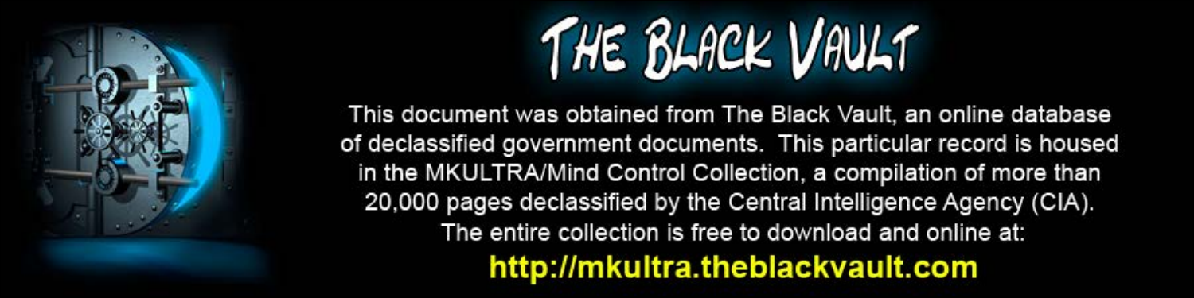# THE BLACK VAULT

This document was obtained from The Black Vault, an online database of declassified government documents. This particular record is housed in the MKULTRA/Mind Control Collection, a compilation of more than 20,000 pages declassified by the Central Intelligence Agency (CIA). The entire collection is free to download and online at:

**http://mkultra.theblackvault.com**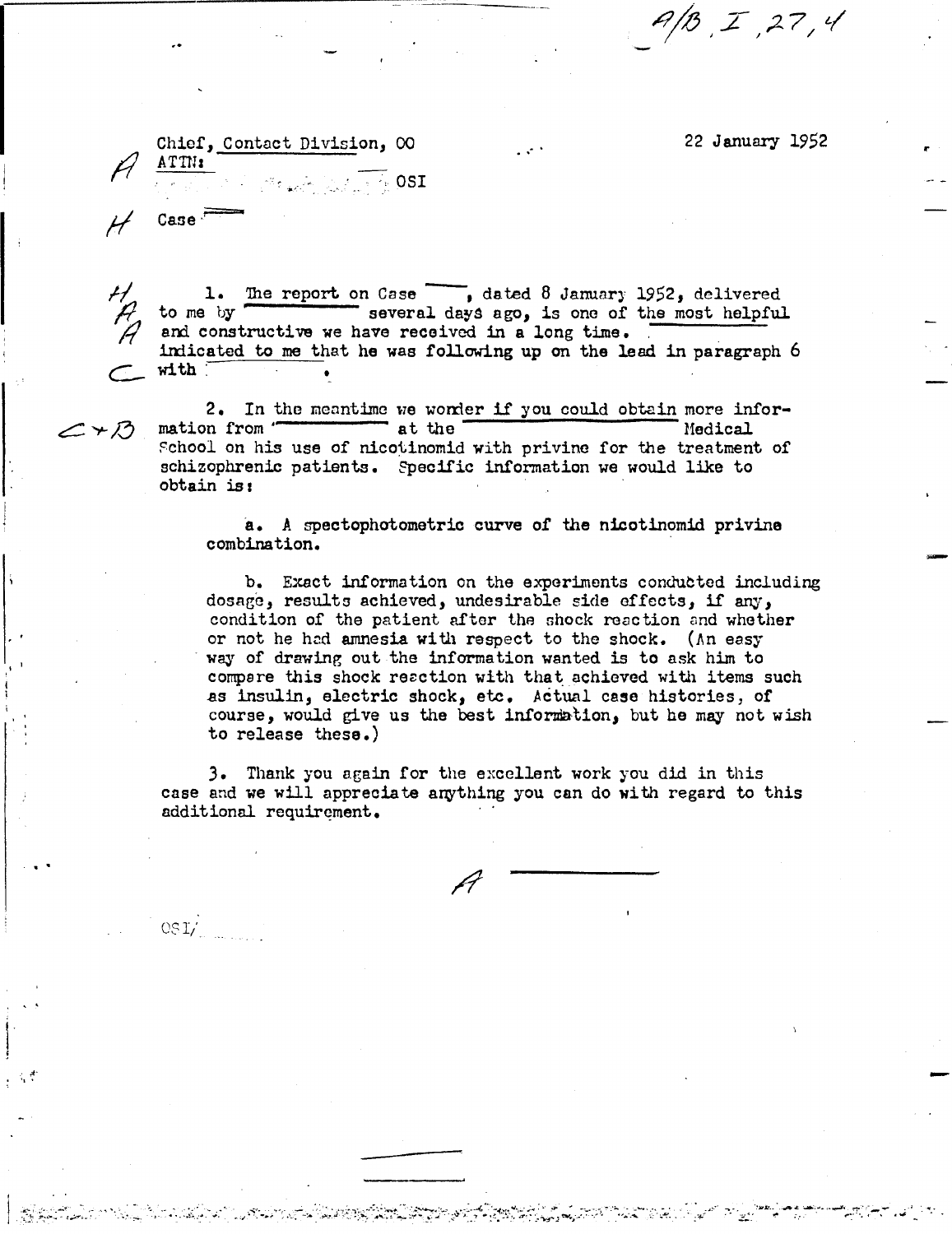A/B, I, 27, 4

Chief, Contact Division, OO

ATTN:

OSI

22 January 1952

Case

1. The report on Case , dated 8 January 1952, delivered to me by several days ago, is one of the most helpful and constructive we have received in a long time. indicated to me that he was following up on the lead in paragraph 6 with .

2. In the meantime we wonder if you could obtain more information from at the Medical School on his use of nicotinomid with privine for the treatment of schizophrenic patients. Specific information we would like to obtain is:

a. A spectophotometric curve of the nicotinomid privine combination.

b. Exact information on the experiments conducted including dosage, results achieved, undesirable side effects, if any, condition of the patient after the shock reaction and whether or not he had amnesia with respect to the shock. (An easy way of drawing out the information wanted is to ask him to compare this shock reaction with that achieved with items such as insulin, electric shock, etc. Actual case histories, of course, would give us the best information, but he may not wish to release these.)

3. Thank you again for the excellent work you did in this case and we will appreciate anything you can do with regard to this additional requirement.

OSI/